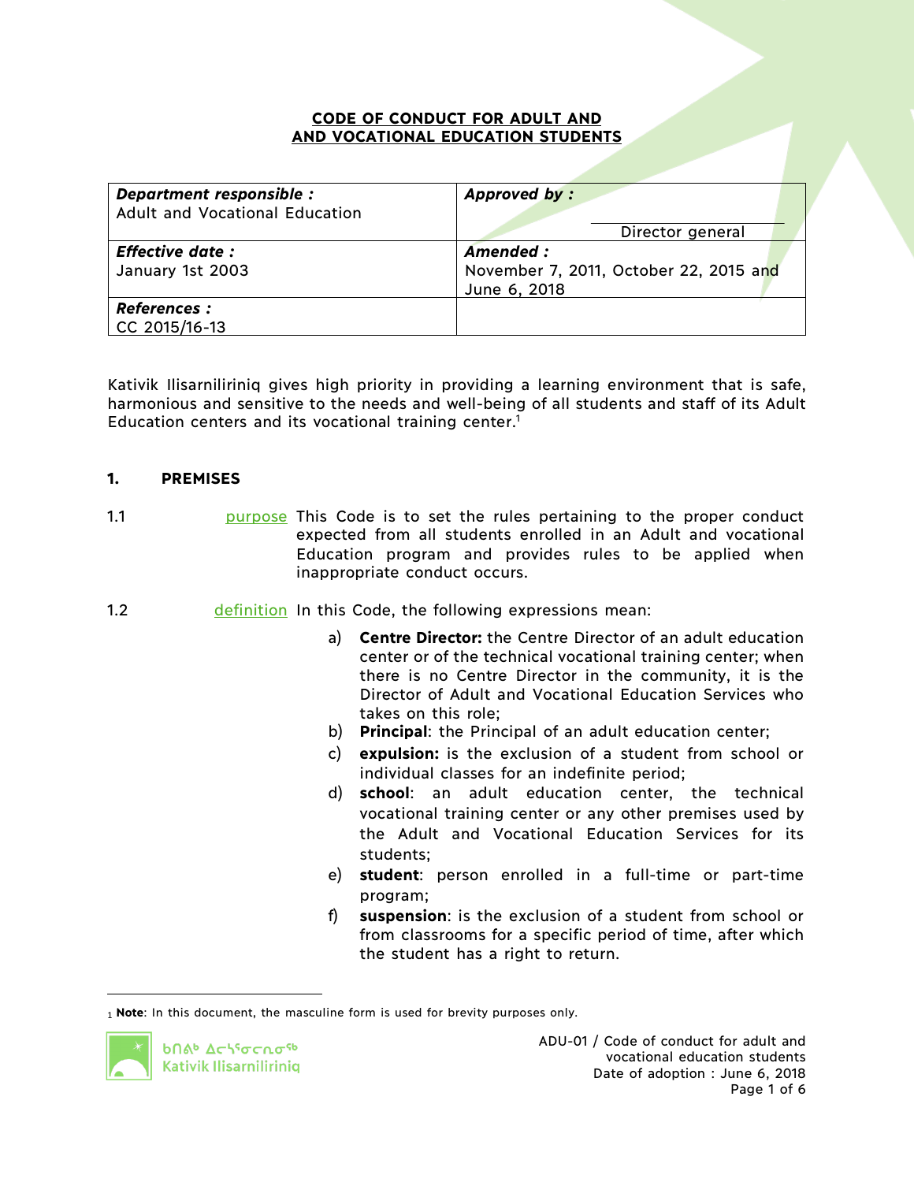# CODE OF CONDUCT FOR ADULT AND AND VOCATIONAL EDUCATION STUDENTS

| ***Department responsible :*** Adult and Vocational Education | ***Approved by :*** Director general |
|---|---|
| ***Effective date :*** January 1st 2003 | ***Amended :*** November 7, 2011, October 22, 2015 and June 6, 2018 |
| ***References :*** CC 2015/16-13 | |

Kativik Ilisarniliriniq gives high priority in providing a learning environment that is safe, harmonious and sensitive to the needs and well-being of all students and staff of its Adult Education centers and its vocational training center.[1]

## 1. PREMISES

1.1 purpose This Code is to set the rules pertaining to the proper conduct expected from all students enrolled in an Adult and vocational Education program and provides rules to be applied when inappropriate conduct occurs.

1.2 definition In this Code, the following expressions mean:

a) **Centre Director:** the Centre Director of an adult education center or of the technical vocational training center; when there is no Centre Director in the community, it is the Director of Adult and Vocational Education Services who takes on this role;

b) **Principal**: the Principal of an adult education center;

c) **expulsion:** is the exclusion of a student from school or individual classes for an indefinite period;

d) **school**: an adult education center, the technical vocational training center or any other premises used by the Adult and Vocational Education Services for its students;

e) **student**: person enrolled in a full-time or part-time program;

f) **suspension**: is the exclusion of a student from school or from classrooms for a specific period of time, after which the student has a right to return.

---

[1] **Note**: In this document, the masculine form is used for brevity purposes only.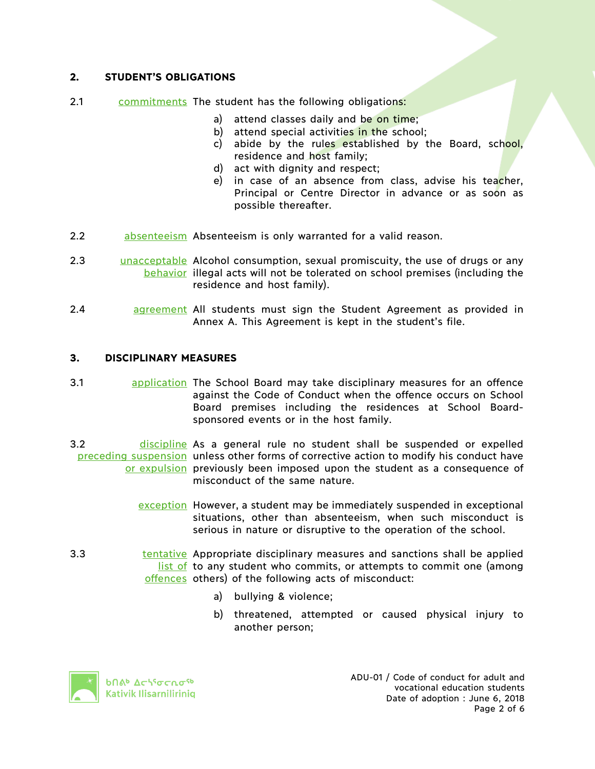## 2. STUDENT'S OBLIGATIONS

**2.1** *commitments* — The student has the following obligations:

a) attend classes daily and be on time;
b) attend special activities in the school;
c) abide by the rules established by the Board, school, residence and host family;
d) act with dignity and respect;
e) in case of an absence from class, advise his teacher, Principal or Centre Director in advance or as soon as possible thereafter.

**2.2** *absenteeism* — Absenteeism is only warranted for a valid reason.

**2.3** *unacceptable behavior* — Alcohol consumption, sexual promiscuity, the use of drugs or any illegal acts will not be tolerated on school premises (including the residence and host family).

**2.4** *agreement* — All students must sign the Student Agreement as provided in Annex A. This Agreement is kept in the student's file.

## 3. DISCIPLINARY MEASURES

**3.1** *application* — The School Board may take disciplinary measures for an offence against the Code of Conduct when the offence occurs on School Board premises including the residences at School Board-sponsored events or in the host family.

**3.2** *discipline preceding suspension or expulsion* — As a general rule no student shall be suspended or expelled unless other forms of corrective action to modify his conduct have previously been imposed upon the student as a consequence of misconduct of the same nature.

*exception* — However, a student may be immediately suspended in exceptional situations, other than absenteeism, when such misconduct is serious in nature or disruptive to the operation of the school.

**3.3** *tentative list of offences* — Appropriate disciplinary measures and sanctions shall be applied to any student who commits, or attempts to commit one (among others) of the following acts of misconduct:

a) bullying & violence;

b) threatened, attempted or caused physical injury to another person;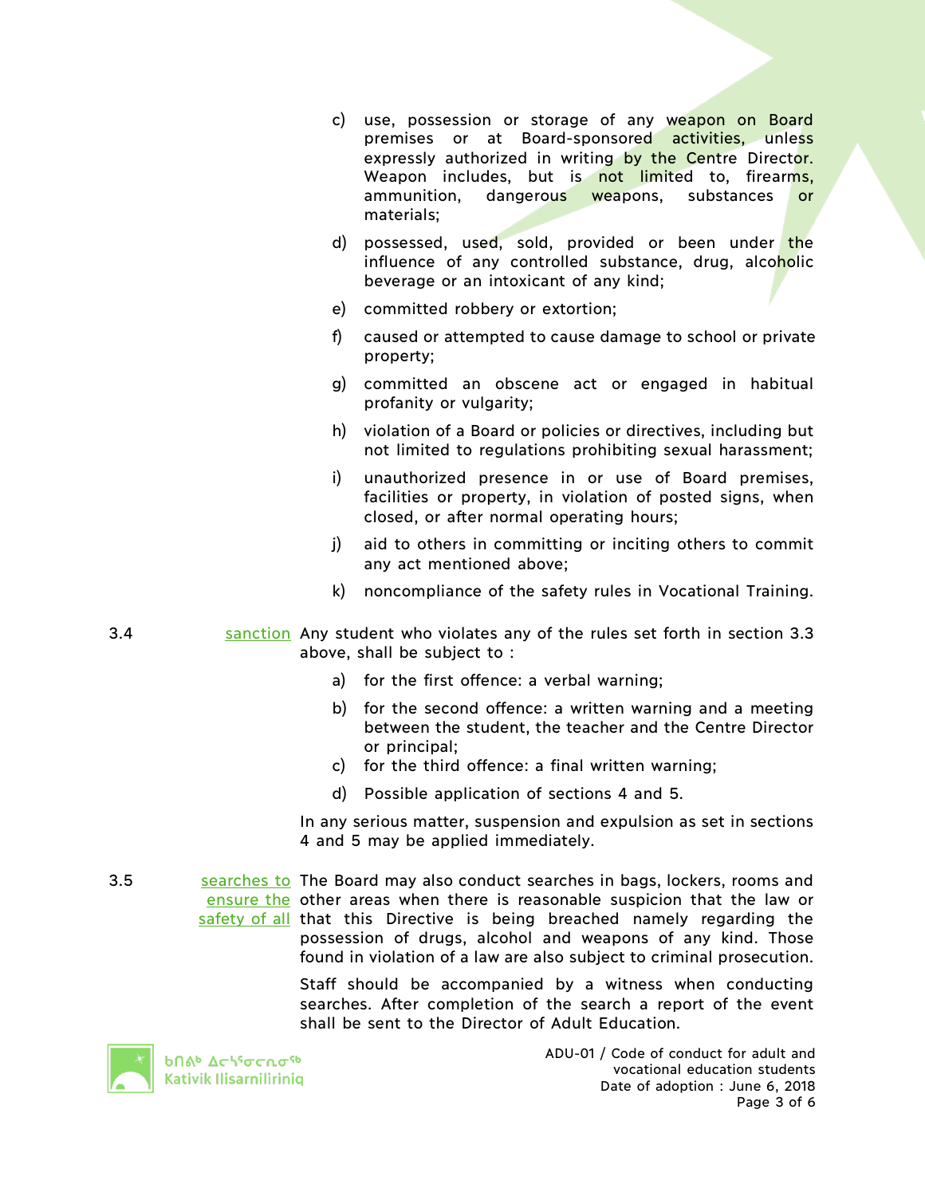c) use, possession or storage of any weapon on Board premises or at Board-sponsored activities, unless expressly authorized in writing by the Centre Director. Weapon includes, but is not limited to, firearms, ammunition, dangerous weapons, substances or materials;

d) possessed, used, sold, provided or been under the influence of any controlled substance, drug, alcoholic beverage or an intoxicant of any kind;

e) committed robbery or extortion;

f) caused or attempted to cause damage to school or private property;

g) committed an obscene act or engaged in habitual profanity or vulgarity;

h) violation of a Board or policies or directives, including but not limited to regulations prohibiting sexual harassment;

i) unauthorized presence in or use of Board premises, facilities or property, in violation of posted signs, when closed, or after normal operating hours;

j) aid to others in committing or inciting others to commit any act mentioned above;

k) noncompliance of the safety rules in Vocational Training.

**3.4 sanction** Any student who violates any of the rules set forth in section 3.3 above, shall be subject to :

a) for the first offence: a verbal warning;

b) for the second offence: a written warning and a meeting between the student, the teacher and the Centre Director or principal;

c) for the third offence: a final written warning;

d) Possible application of sections 4 and 5.

In any serious matter, suspension and expulsion as set in sections 4 and 5 may be applied immediately.

**3.5 searches to ensure the safety of all** The Board may also conduct searches in bags, lockers, rooms and other areas when there is reasonable suspicion that the law or that this Directive is being breached namely regarding the possession of drugs, alcohol and weapons of any kind. Those found in violation of a law are also subject to criminal prosecution.

Staff should be accompanied by a witness when conducting searches. After completion of the search a report of the event shall be sent to the Director of Adult Education.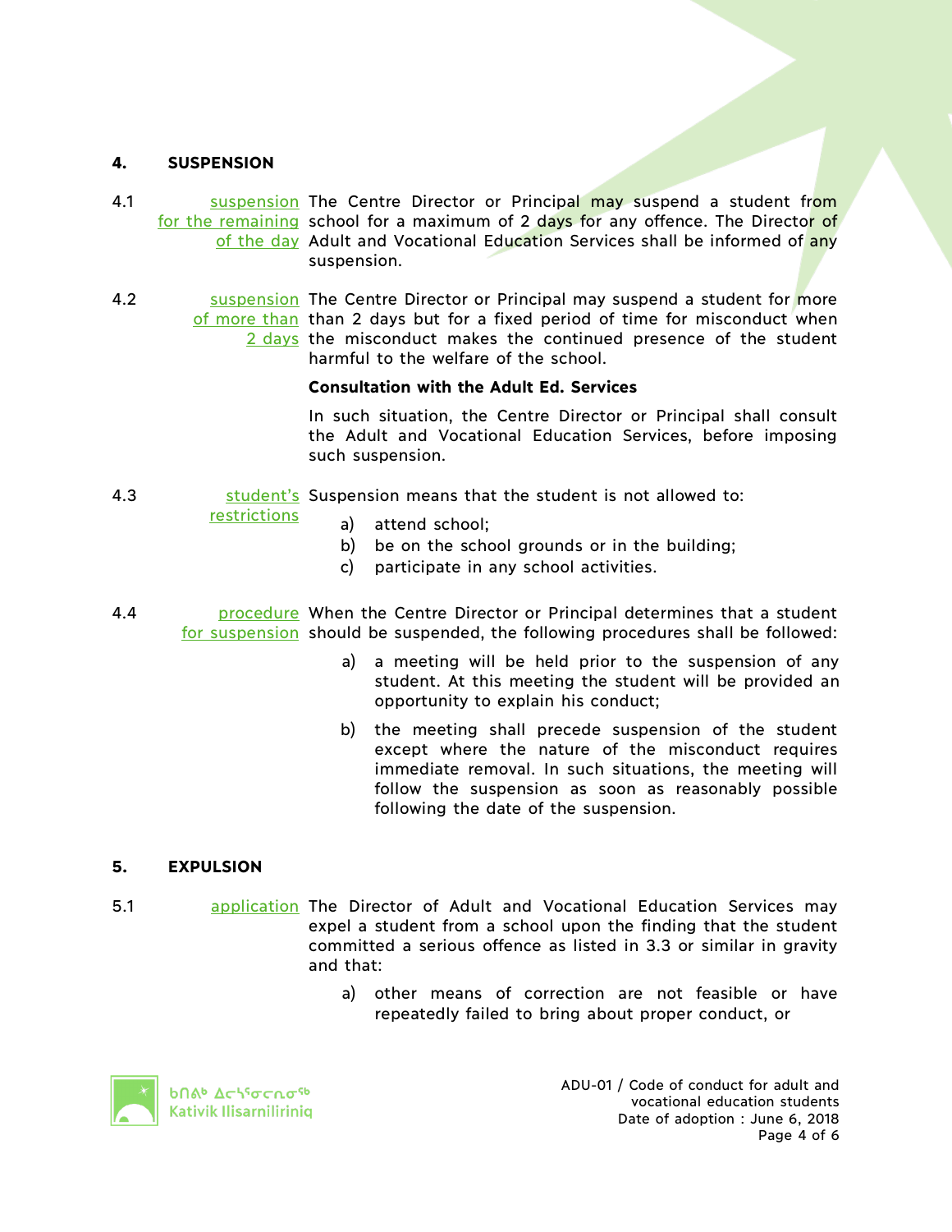## 4. SUSPENSION

4.1 *suspension for the remaining of the day* The Centre Director or Principal may suspend a student from school for a maximum of 2 days for any offence. The Director of Adult and Vocational Education Services shall be informed of any suspension.

4.2 *suspension of more than 2 days* The Centre Director or Principal may suspend a student for more than 2 days but for a fixed period of time for misconduct when the misconduct makes the continued presence of the student harmful to the welfare of the school.

**Consultation with the Adult Ed. Services**

In such situation, the Centre Director or Principal shall consult the Adult and Vocational Education Services, before imposing such suspension.

4.3 *student's restrictions* Suspension means that the student is not allowed to:

a) attend school;
b) be on the school grounds or in the building;
c) participate in any school activities.

4.4 *procedure for suspension* When the Centre Director or Principal determines that a student should be suspended, the following procedures shall be followed:

a) a meeting will be held prior to the suspension of any student. At this meeting the student will be provided an opportunity to explain his conduct;

b) the meeting shall precede suspension of the student except where the nature of the misconduct requires immediate removal. In such situations, the meeting will follow the suspension as soon as reasonably possible following the date of the suspension.

## 5. EXPULSION

5.1 *application* The Director of Adult and Vocational Education Services may expel a student from a school upon the finding that the student committed a serious offence as listed in 3.3 or similar in gravity and that:

a) other means of correction are not feasible or have repeatedly failed to bring about proper conduct, or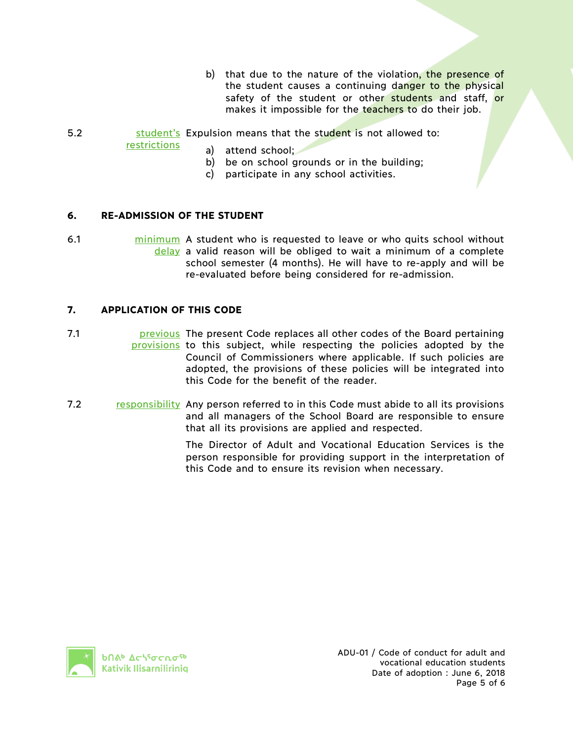b) that due to the nature of the violation, the presence of the student causes a continuing danger to the physical safety of the student or other students and staff, or makes it impossible for the teachers to do their job.

5.2 student's restrictions — Expulsion means that the student is not allowed to:

a) attend school;
b) be on school grounds or in the building;
c) participate in any school activities.

## 6. RE-ADMISSION OF THE STUDENT

6.1 minimum delay — A student who is requested to leave or who quits school without a valid reason will be obliged to wait a minimum of a complete school semester (4 months). He will have to re-apply and will be re-evaluated before being considered for re-admission.

## 7. APPLICATION OF THIS CODE

7.1 previous provisions — The present Code replaces all other codes of the Board pertaining to this subject, while respecting the policies adopted by the Council of Commissioners where applicable. If such policies are adopted, the provisions of these policies will be integrated into this Code for the benefit of the reader.

7.2 responsibility — Any person referred to in this Code must abide to all its provisions and all managers of the School Board are responsible to ensure that all its provisions are applied and respected.

The Director of Adult and Vocational Education Services is the person responsible for providing support in the interpretation of this Code and to ensure its revision when necessary.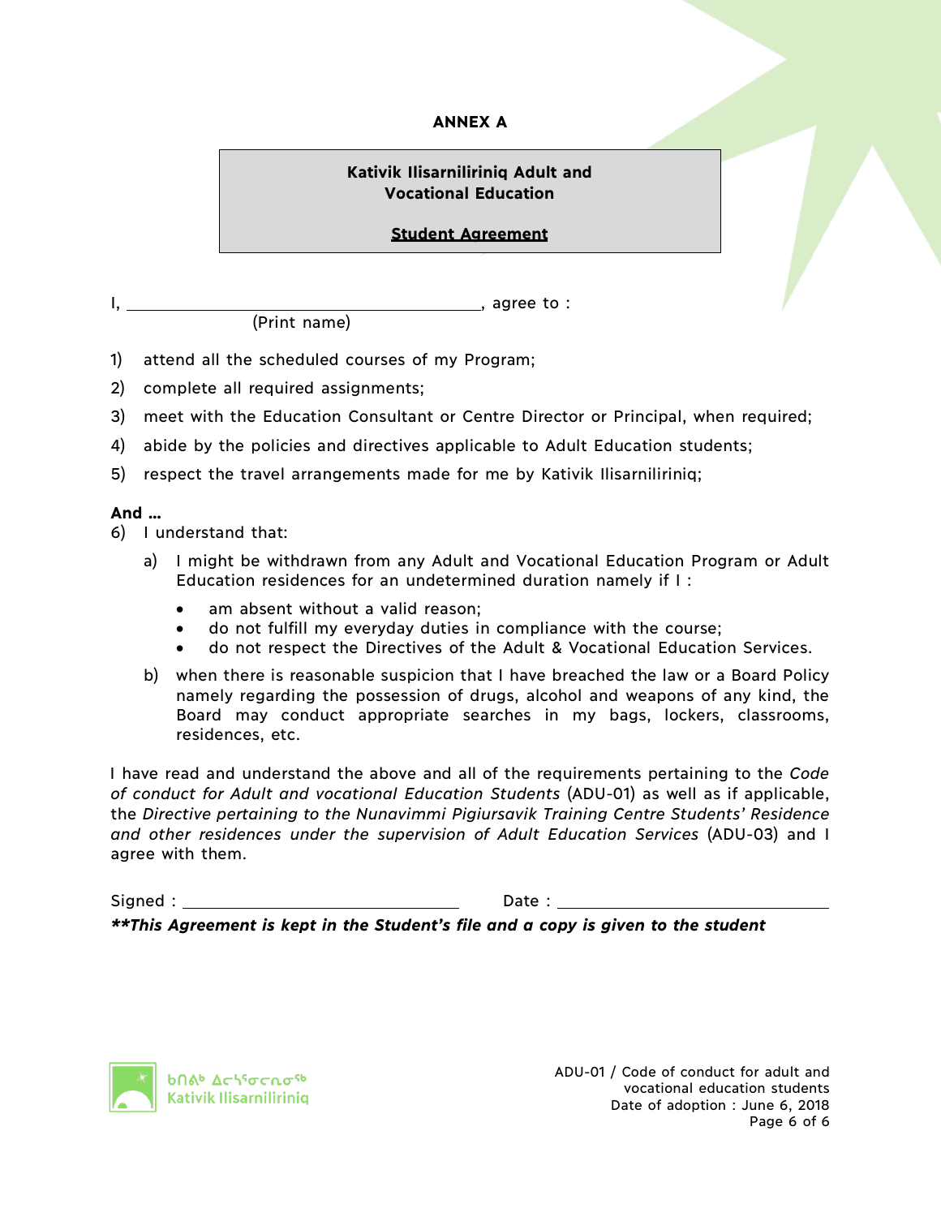**ANNEX A**

**Kativik Ilisarniliriniq Adult and Vocational Education**

**Student Agreement**

I, ________________________________________, agree to :
(Print name)

1) attend all the scheduled courses of my Program;
2) complete all required assignments;
3) meet with the Education Consultant or Centre Director or Principal, when required;
4) abide by the policies and directives applicable to Adult Education students;
5) respect the travel arrangements made for me by Kativik Ilisarniliriniq;

**And …**

6) I understand that:

   a) I might be withdrawn from any Adult and Vocational Education Program or Adult Education residences for an undetermined duration namely if I :

      - am absent without a valid reason;
      - do not fulfill my everyday duties in compliance with the course;
      - do not respect the Directives of the Adult & Vocational Education Services.

   b) when there is reasonable suspicion that I have breached the law or a Board Policy namely regarding the possession of drugs, alcohol and weapons of any kind, the Board may conduct appropriate searches in my bags, lockers, classrooms, residences, etc.

I have read and understand the above and all of the requirements pertaining to the *Code of conduct for Adult and vocational Education Students* (ADU-01) as well as if applicable, the *Directive pertaining to the Nunavimmi Pigiursavik Training Centre Students' Residence and other residences under the supervision of Adult Education Services* (ADU-03) and I agree with them.

Signed : ______________________________ Date : ______________________________

***\*\*This Agreement is kept in the Student's file and a copy is given to the student***

ᑲᑎᕝᕕᒃ ᐃᓕᓭᕐᓂᓕᕆᓂᖅ
Kativik Ilisarniliriniq

ADU-01 / Code of conduct for adult and vocational education students
Date of adoption : June 6, 2018